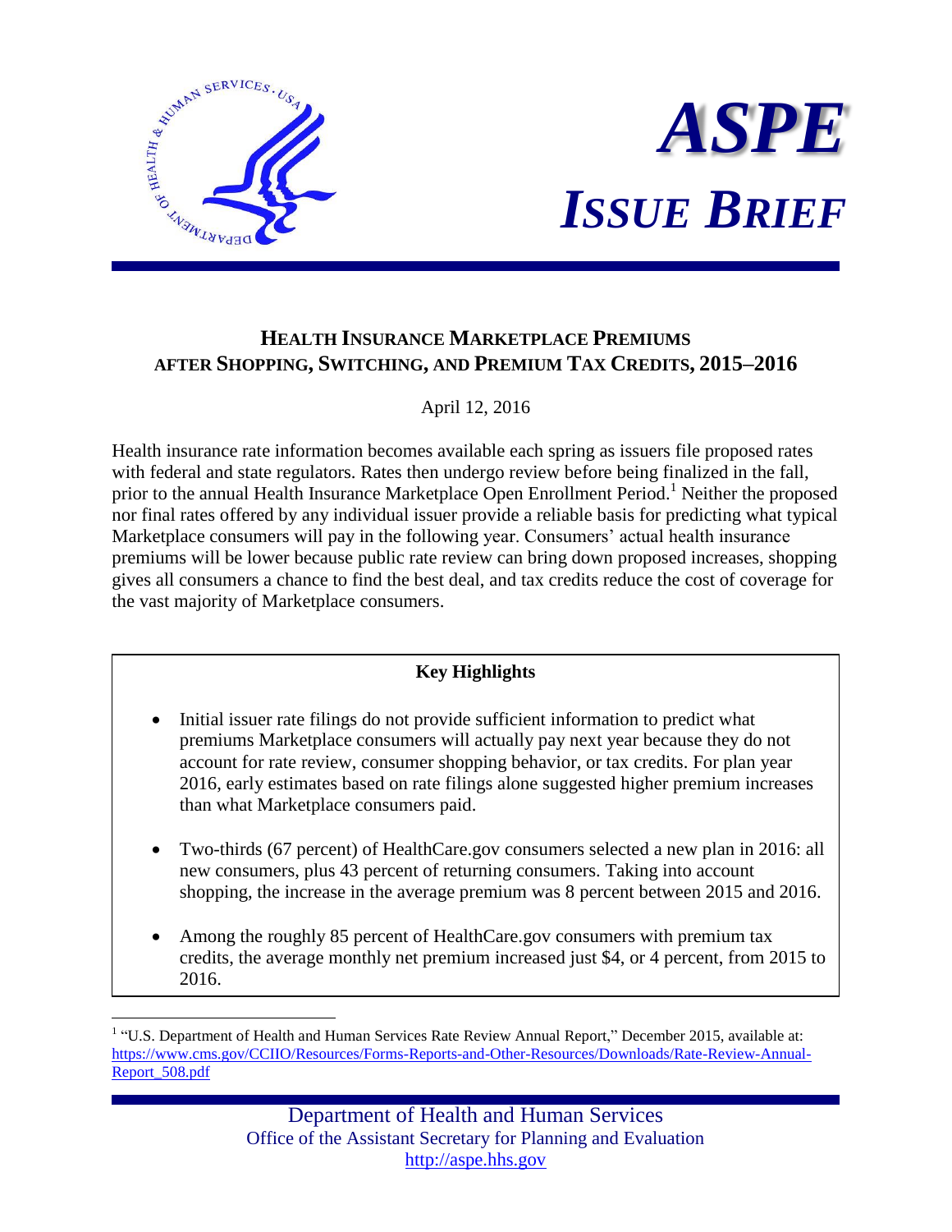# ASPE

# *ISSUE BRIEF*

## HEALTH INSURANCE MARKETPLACE PREMIUMS AFTER SHOPPING, SWITCHING, AND PREMIUM TAX CREDITS, 2015–2016

April 12, 2016

Health insurance rate information becomes available each spring as issuers file proposed rates with federal and state regulators. Rates then undergo review before being finalized in the fall, prior to the annual Health Insurance Marketplace Open Enrollment Period.[1] Neither the proposed nor final rates offered by any individual issuer provide a reliable basis for predicting what typical Marketplace consumers will pay in the following year. Consumers' actual health insurance premiums will be lower because public rate review can bring down proposed increases, shopping gives all consumers a chance to find the best deal, and tax credits reduce the cost of coverage for the vast majority of Marketplace consumers.

**Key Highlights**

- Initial issuer rate filings do not provide sufficient information to predict what premiums Marketplace consumers will actually pay next year because they do not account for rate review, consumer shopping behavior, or tax credits. For plan year 2016, early estimates based on rate filings alone suggested higher premium increases than what Marketplace consumers paid.
- Two-thirds (67 percent) of HealthCare.gov consumers selected a new plan in 2016: all new consumers, plus 43 percent of returning consumers. Taking into account shopping, the increase in the average premium was 8 percent between 2015 and 2016.
- Among the roughly 85 percent of HealthCare.gov consumers with premium tax credits, the average monthly net premium increased just $4, or 4 percent, from 2015 to 2016.

[1] "U.S. Department of Health and Human Services Rate Review Annual Report," December 2015, available at: https://www.cms.gov/CCIIO/Resources/Forms-Reports-and-Other-Resources/Downloads/Rate-Review-Annual-Report_508.pdf

Department of Health and Human Services
Office of the Assistant Secretary for Planning and Evaluation
http://aspe.hhs.gov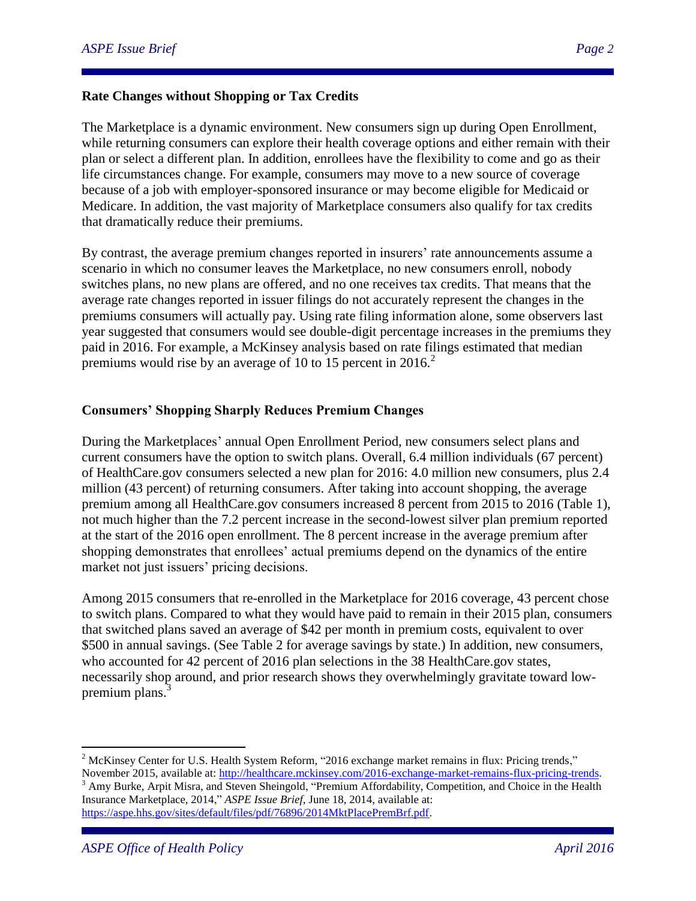**Rate Changes without Shopping or Tax Credits**

The Marketplace is a dynamic environment. New consumers sign up during Open Enrollment, while returning consumers can explore their health coverage options and either remain with their plan or select a different plan. In addition, enrollees have the flexibility to come and go as their life circumstances change. For example, consumers may move to a new source of coverage because of a job with employer-sponsored insurance or may become eligible for Medicaid or Medicare. In addition, the vast majority of Marketplace consumers also qualify for tax credits that dramatically reduce their premiums.

By contrast, the average premium changes reported in insurers' rate announcements assume a scenario in which no consumer leaves the Marketplace, no new consumers enroll, nobody switches plans, no new plans are offered, and no one receives tax credits. That means that the average rate changes reported in issuer filings do not accurately represent the changes in the premiums consumers will actually pay. Using rate filing information alone, some observers last year suggested that consumers would see double-digit percentage increases in the premiums they paid in 2016. For example, a McKinsey analysis based on rate filings estimated that median premiums would rise by an average of 10 to 15 percent in 2016.[2]

**Consumers' Shopping Sharply Reduces Premium Changes**

During the Marketplaces' annual Open Enrollment Period, new consumers select plans and current consumers have the option to switch plans. Overall, 6.4 million individuals (67 percent) of HealthCare.gov consumers selected a new plan for 2016: 4.0 million new consumers, plus 2.4 million (43 percent) of returning consumers. After taking into account shopping, the average premium among all HealthCare.gov consumers increased 8 percent from 2015 to 2016 (Table 1), not much higher than the 7.2 percent increase in the second-lowest silver plan premium reported at the start of the 2016 open enrollment. The 8 percent increase in the average premium after shopping demonstrates that enrollees' actual premiums depend on the dynamics of the entire market not just issuers' pricing decisions.

Among 2015 consumers that re-enrolled in the Marketplace for 2016 coverage, 43 percent chose to switch plans. Compared to what they would have paid to remain in their 2015 plan, consumers that switched plans saved an average of $42 per month in premium costs, equivalent to over $500 in annual savings. (See Table 2 for average savings by state.) In addition, new consumers, who accounted for 42 percent of 2016 plan selections in the 38 HealthCare.gov states, necessarily shop around, and prior research shows they overwhelmingly gravitate toward low-premium plans.[3]

---

[2] McKinsey Center for U.S. Health System Reform, "2016 exchange market remains in flux: Pricing trends," November 2015, available at: http://healthcare.mckinsey.com/2016-exchange-market-remains-flux-pricing-trends.

[3] Amy Burke, Arpit Misra, and Steven Sheingold, "Premium Affordability, Competition, and Choice in the Health Insurance Marketplace, 2014," *ASPE Issue Brief*, June 18, 2014, available at: https://aspe.hhs.gov/sites/default/files/pdf/76896/2014MktPlacePremBrf.pdf.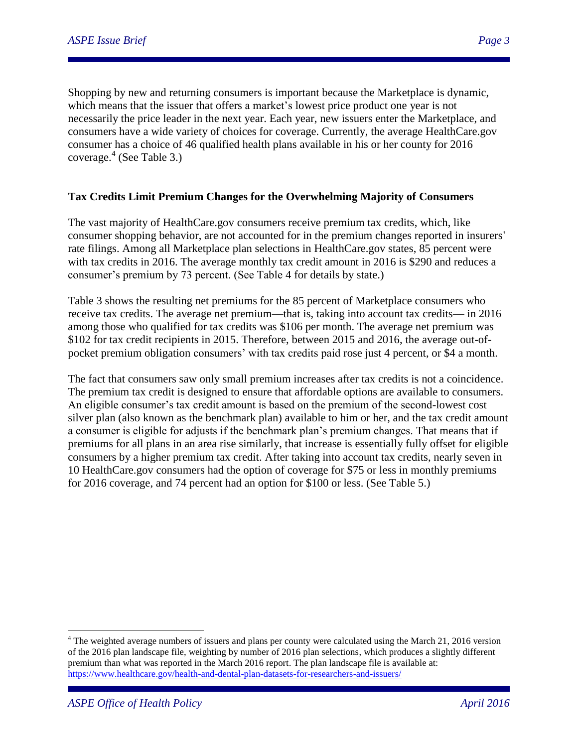Shopping by new and returning consumers is important because the Marketplace is dynamic, which means that the issuer that offers a market's lowest price product one year is not necessarily the price leader in the next year. Each year, new issuers enter the Marketplace, and consumers have a wide variety of choices for coverage. Currently, the average HealthCare.gov consumer has a choice of 46 qualified health plans available in his or her county for 2016 coverage.[4] (See Table 3.)

**Tax Credits Limit Premium Changes for the Overwhelming Majority of Consumers**

The vast majority of HealthCare.gov consumers receive premium tax credits, which, like consumer shopping behavior, are not accounted for in the premium changes reported in insurers' rate filings. Among all Marketplace plan selections in HealthCare.gov states, 85 percent were with tax credits in 2016. The average monthly tax credit amount in 2016 is $290 and reduces a consumer's premium by 73 percent. (See Table 4 for details by state.)

Table 3 shows the resulting net premiums for the 85 percent of Marketplace consumers who receive tax credits. The average net premium—that is, taking into account tax credits— in 2016 among those who qualified for tax credits was $106 per month. The average net premium was $102 for tax credit recipients in 2015. Therefore, between 2015 and 2016, the average out-of-pocket premium obligation consumers' with tax credits paid rose just 4 percent, or $4 a month.

The fact that consumers saw only small premium increases after tax credits is not a coincidence. The premium tax credit is designed to ensure that affordable options are available to consumers. An eligible consumer's tax credit amount is based on the premium of the second-lowest cost silver plan (also known as the benchmark plan) available to him or her, and the tax credit amount a consumer is eligible for adjusts if the benchmark plan's premium changes. That means that if premiums for all plans in an area rise similarly, that increase is essentially fully offset for eligible consumers by a higher premium tax credit. After taking into account tax credits, nearly seven in 10 HealthCare.gov consumers had the option of coverage for $75 or less in monthly premiums for 2016 coverage, and 74 percent had an option for $100 or less. (See Table 5.)

---

[4] The weighted average numbers of issuers and plans per county were calculated using the March 21, 2016 version of the 2016 plan landscape file, weighting by number of 2016 plan selections, which produces a slightly different premium than what was reported in the March 2016 report. The plan landscape file is available at: https://www.healthcare.gov/health-and-dental-plan-datasets-for-researchers-and-issuers/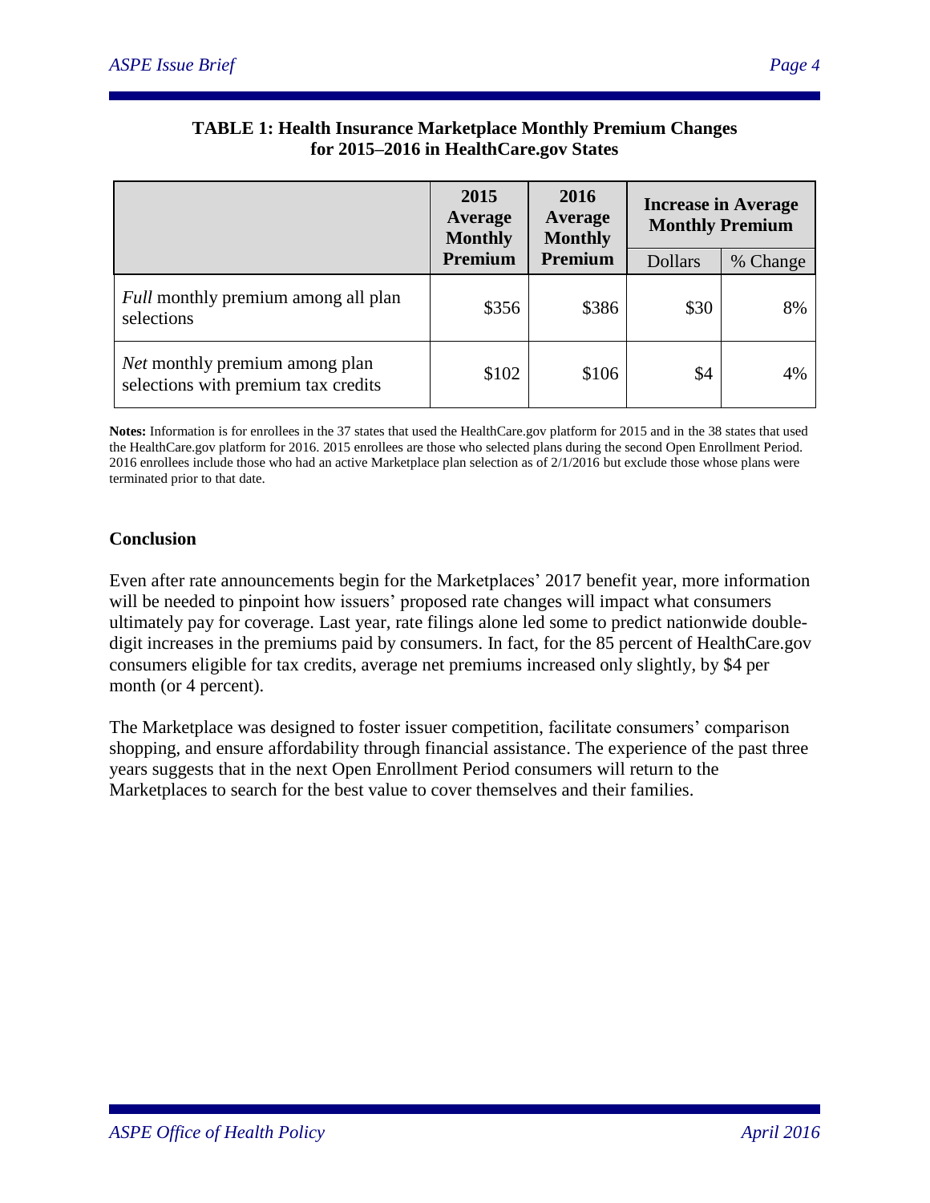**TABLE 1: Health Insurance Marketplace Monthly Premium Changes for 2015–2016 in HealthCare.gov States**

| | 2015 Average Monthly Premium | 2016 Average Monthly Premium | Increase in Average Monthly Premium | |
|---|---|---|---|---|
| | | | Dollars | % Change |
| *Full* monthly premium among all plan selections | $356 | $386 | $30 | 8% |
| *Net* monthly premium among plan selections with premium tax credits | $102 | $106 | $4 | 4% |

**Notes:** Information is for enrollees in the 37 states that used the HealthCare.gov platform for 2015 and in the 38 states that used the HealthCare.gov platform for 2016. 2015 enrollees are those who selected plans during the second Open Enrollment Period. 2016 enrollees include those who had an active Marketplace plan selection as of 2/1/2016 but exclude those whose plans were terminated prior to that date.

### Conclusion

Even after rate announcements begin for the Marketplaces' 2017 benefit year, more information will be needed to pinpoint how issuers' proposed rate changes will impact what consumers ultimately pay for coverage. Last year, rate filings alone led some to predict nationwide double-digit increases in the premiums paid by consumers. In fact, for the 85 percent of HealthCare.gov consumers eligible for tax credits, average net premiums increased only slightly, by $4 per month (or 4 percent).

The Marketplace was designed to foster issuer competition, facilitate consumers' comparison shopping, and ensure affordability through financial assistance. The experience of the past three years suggests that in the next Open Enrollment Period consumers will return to the Marketplaces to search for the best value to cover themselves and their families.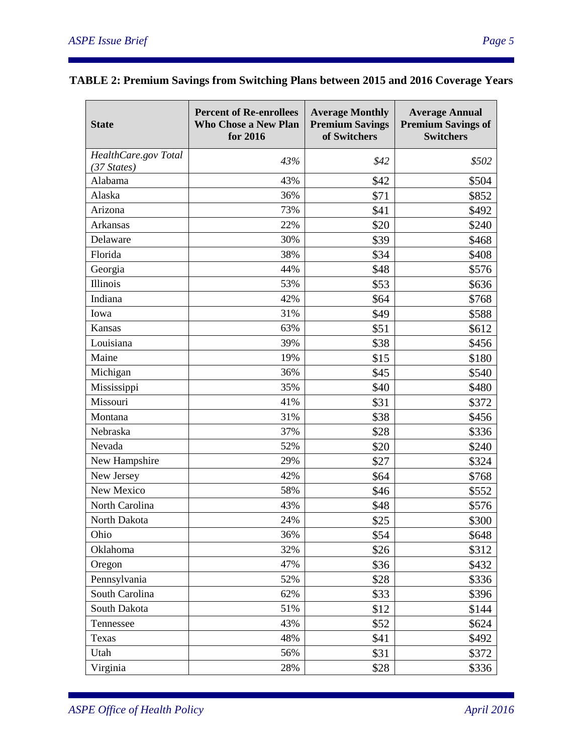**TABLE 2: Premium Savings from Switching Plans between 2015 and 2016 Coverage Years**

| State | Percent of Re-enrollees Who Chose a New Plan for 2016 | Average Monthly Premium Savings of Switchers | Average Annual Premium Savings of Switchers |
|---|---|---|---|
| *HealthCare.gov Total (37 States)* | *43%* | *$42* | *$502* |
| Alabama | 43% | $42 | $504 |
| Alaska | 36% | $71 | $852 |
| Arizona | 73% | $41 | $492 |
| Arkansas | 22% | $20 | $240 |
| Delaware | 30% | $39 | $468 |
| Florida | 38% | $34 | $408 |
| Georgia | 44% | $48 | $576 |
| Illinois | 53% | $53 | $636 |
| Indiana | 42% | $64 | $768 |
| Iowa | 31% | $49 | $588 |
| Kansas | 63% | $51 | $612 |
| Louisiana | 39% | $38 | $456 |
| Maine | 19% | $15 | $180 |
| Michigan | 36% | $45 | $540 |
| Mississippi | 35% | $40 | $480 |
| Missouri | 41% | $31 | $372 |
| Montana | 31% | $38 | $456 |
| Nebraska | 37% | $28 | $336 |
| Nevada | 52% | $20 | $240 |
| New Hampshire | 29% | $27 | $324 |
| New Jersey | 42% | $64 | $768 |
| New Mexico | 58% | $46 | $552 |
| North Carolina | 43% | $48 | $576 |
| North Dakota | 24% | $25 | $300 |
| Ohio | 36% | $54 | $648 |
| Oklahoma | 32% | $26 | $312 |
| Oregon | 47% | $36 | $432 |
| Pennsylvania | 52% | $28 | $336 |
| South Carolina | 62% | $33 | $396 |
| South Dakota | 51% | $12 | $144 |
| Tennessee | 43% | $52 | $624 |
| Texas | 48% | $41 | $492 |
| Utah | 56% | $31 | $372 |
| Virginia | 28% | $28 | $336 |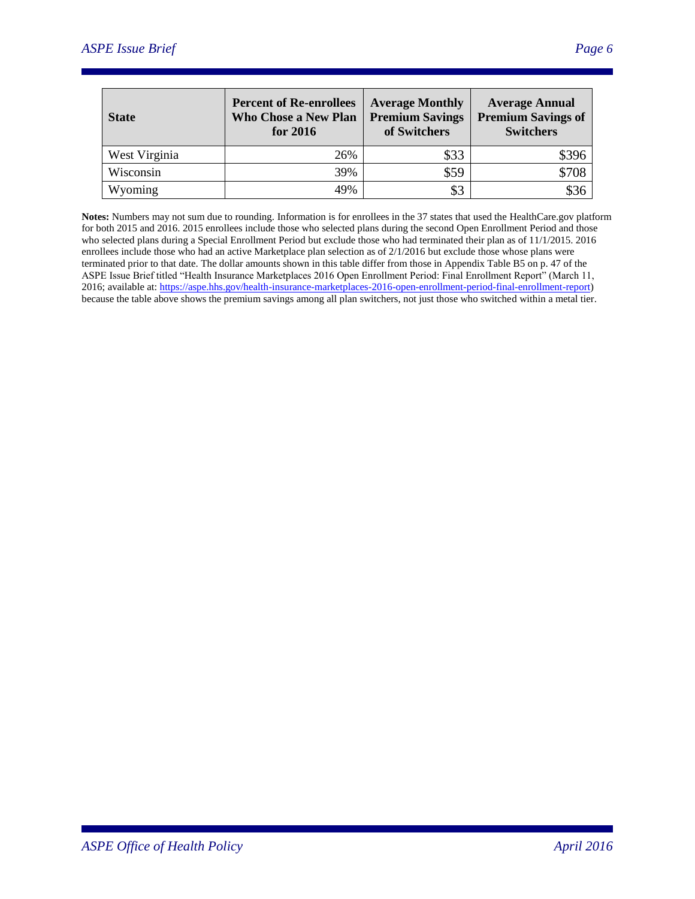| State | Percent of Re-enrollees Who Chose a New Plan for 2016 | Average Monthly Premium Savings of Switchers | Average Annual Premium Savings of Switchers |
|---|---|---|---|
| West Virginia | 26% | $33 | $396 |
| Wisconsin | 39% | $59 | $708 |
| Wyoming | 49% | $3 | $36 |

**Notes:** Numbers may not sum due to rounding. Information is for enrollees in the 37 states that used the HealthCare.gov platform for both 2015 and 2016. 2015 enrollees include those who selected plans during the second Open Enrollment Period and those who selected plans during a Special Enrollment Period but exclude those who had terminated their plan as of 11/1/2015. 2016 enrollees include those who had an active Marketplace plan selection as of 2/1/2016 but exclude those whose plans were terminated prior to that date. The dollar amounts shown in this table differ from those in Appendix Table B5 on p. 47 of the ASPE Issue Brief titled "Health Insurance Marketplaces 2016 Open Enrollment Period: Final Enrollment Report" (March 11, 2016; available at: https://aspe.hhs.gov/health-insurance-marketplaces-2016-open-enrollment-period-final-enrollment-report) because the table above shows the premium savings among all plan switchers, not just those who switched within a metal tier.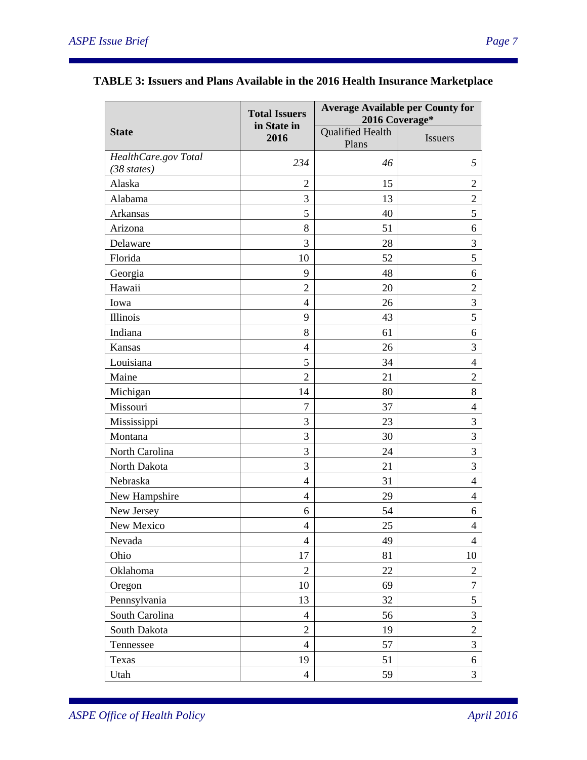**TABLE 3: Issuers and Plans Available in the 2016 Health Insurance Marketplace**

| State | Total Issuers in State in 2016 | Average Available per County for 2016 Coverage* | |
|---|---|---|---|
| | | Qualified Health Plans | Issuers |
| *HealthCare.gov Total (38 states)* | *234* | *46* | *5* |
| Alaska | 2 | 15 | 2 |
| Alabama | 3 | 13 | 2 |
| Arkansas | 5 | 40 | 5 |
| Arizona | 8 | 51 | 6 |
| Delaware | 3 | 28 | 3 |
| Florida | 10 | 52 | 5 |
| Georgia | 9 | 48 | 6 |
| Hawaii | 2 | 20 | 2 |
| Iowa | 4 | 26 | 3 |
| Illinois | 9 | 43 | 5 |
| Indiana | 8 | 61 | 6 |
| Kansas | 4 | 26 | 3 |
| Louisiana | 5 | 34 | 4 |
| Maine | 2 | 21 | 2 |
| Michigan | 14 | 80 | 8 |
| Missouri | 7 | 37 | 4 |
| Mississippi | 3 | 23 | 3 |
| Montana | 3 | 30 | 3 |
| North Carolina | 3 | 24 | 3 |
| North Dakota | 3 | 21 | 3 |
| Nebraska | 4 | 31 | 4 |
| New Hampshire | 4 | 29 | 4 |
| New Jersey | 6 | 54 | 6 |
| New Mexico | 4 | 25 | 4 |
| Nevada | 4 | 49 | 4 |
| Ohio | 17 | 81 | 10 |
| Oklahoma | 2 | 22 | 2 |
| Oregon | 10 | 69 | 7 |
| Pennsylvania | 13 | 32 | 5 |
| South Carolina | 4 | 56 | 3 |
| South Dakota | 2 | 19 | 2 |
| Tennessee | 4 | 57 | 3 |
| Texas | 19 | 51 | 6 |
| Utah | 4 | 59 | 3 |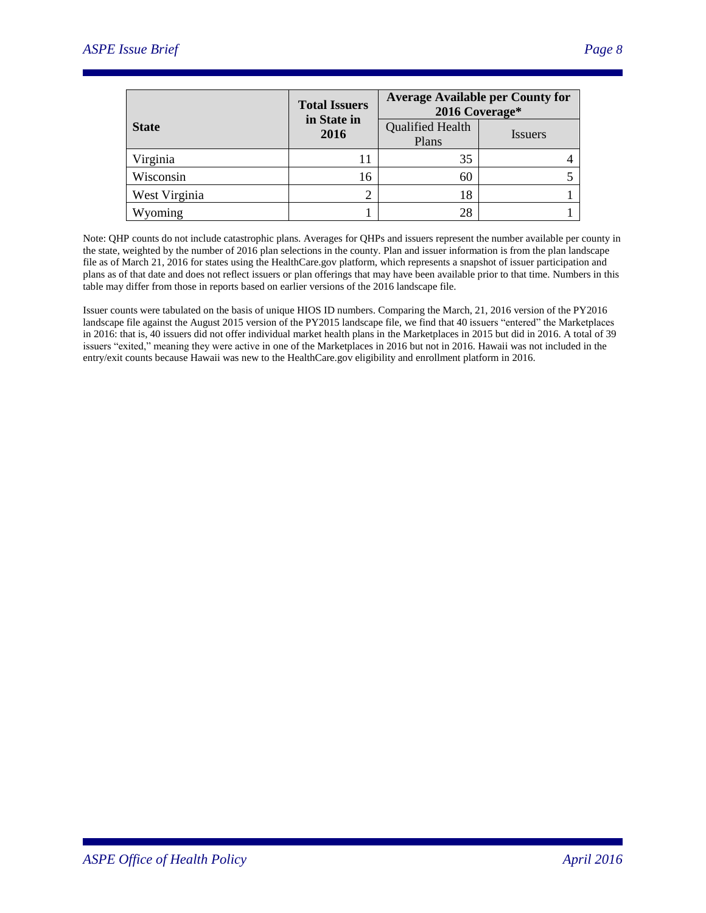| State | Total Issuers in State in 2016 | Average Available per County for 2016 Coverage* | |
|---|---|---|---|
| | | Qualified Health Plans | Issuers |
| Virginia | 11 | 35 | 4 |
| Wisconsin | 16 | 60 | 5 |
| West Virginia | 2 | 18 | 1 |
| Wyoming | 1 | 28 | 1 |

Note: QHP counts do not include catastrophic plans. Averages for QHPs and issuers represent the number available per county in the state, weighted by the number of 2016 plan selections in the county. Plan and issuer information is from the plan landscape file as of March 21, 2016 for states using the HealthCare.gov platform, which represents a snapshot of issuer participation and plans as of that date and does not reflect issuers or plan offerings that may have been available prior to that time. Numbers in this table may differ from those in reports based on earlier versions of the 2016 landscape file.

Issuer counts were tabulated on the basis of unique HIOS ID numbers. Comparing the March, 21, 2016 version of the PY2016 landscape file against the August 2015 version of the PY2015 landscape file, we find that 40 issuers "entered" the Marketplaces in 2016: that is, 40 issuers did not offer individual market health plans in the Marketplaces in 2015 but did in 2016. A total of 39 issuers "exited," meaning they were active in one of the Marketplaces in 2016 but not in 2016. Hawaii was not included in the entry/exit counts because Hawaii was new to the HealthCare.gov eligibility and enrollment platform in 2016.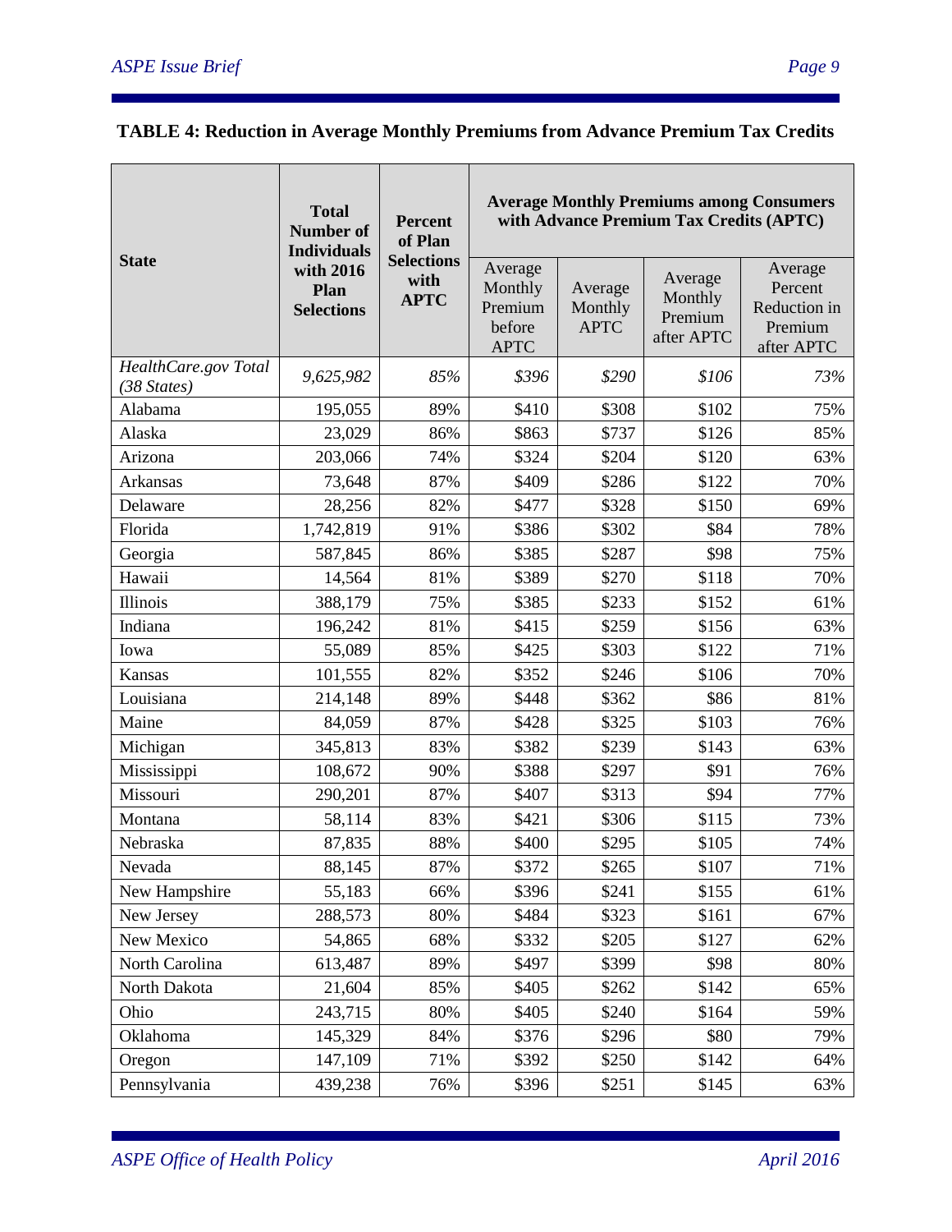**TABLE 4: Reduction in Average Monthly Premiums from Advance Premium Tax Credits**

| State | Total Number of Individuals with 2016 Plan Selections | Percent of Plan Selections with APTC | Average Monthly Premiums among Consumers with Advance Premium Tax Credits (APTC) | | | |
|---|---|---|---|---|---|---|
| | | | Average Monthly Premium before APTC | Average Monthly APTC | Average Monthly Premium after APTC | Average Percent Reduction in Premium after APTC |
| *HealthCare.gov Total (38 States)* | *9,625,982* | *85%* | *$396* | *$290* | *$106* | *73%* |
| Alabama | 195,055 | 89% | $410 | $308 | $102 | 75% |
| Alaska | 23,029 | 86% | $863 | $737 | $126 | 85% |
| Arizona | 203,066 | 74% | $324 | $204 | $120 | 63% |
| Arkansas | 73,648 | 87% | $409 | $286 | $122 | 70% |
| Delaware | 28,256 | 82% | $477 | $328 | $150 | 69% |
| Florida | 1,742,819 | 91% | $386 | $302 | $84 | 78% |
| Georgia | 587,845 | 86% | $385 | $287 | $98 | 75% |
| Hawaii | 14,564 | 81% | $389 | $270 | $118 | 70% |
| Illinois | 388,179 | 75% | $385 | $233 | $152 | 61% |
| Indiana | 196,242 | 81% | $415 | $259 | $156 | 63% |
| Iowa | 55,089 | 85% | $425 | $303 | $122 | 71% |
| Kansas | 101,555 | 82% | $352 | $246 | $106 | 70% |
| Louisiana | 214,148 | 89% | $448 | $362 | $86 | 81% |
| Maine | 84,059 | 87% | $428 | $325 | $103 | 76% |
| Michigan | 345,813 | 83% | $382 | $239 | $143 | 63% |
| Mississippi | 108,672 | 90% | $388 | $297 | $91 | 76% |
| Missouri | 290,201 | 87% | $407 | $313 | $94 | 77% |
| Montana | 58,114 | 83% | $421 | $306 | $115 | 73% |
| Nebraska | 87,835 | 88% | $400 | $295 | $105 | 74% |
| Nevada | 88,145 | 87% | $372 | $265 | $107 | 71% |
| New Hampshire | 55,183 | 66% | $396 | $241 | $155 | 61% |
| New Jersey | 288,573 | 80% | $484 | $323 | $161 | 67% |
| New Mexico | 54,865 | 68% | $332 | $205 | $127 | 62% |
| North Carolina | 613,487 | 89% | $497 | $399 | $98 | 80% |
| North Dakota | 21,604 | 85% | $405 | $262 | $142 | 65% |
| Ohio | 243,715 | 80% | $405 | $240 | $164 | 59% |
| Oklahoma | 145,329 | 84% | $376 | $296 | $80 | 79% |
| Oregon | 147,109 | 71% | $392 | $250 | $142 | 64% |
| Pennsylvania | 439,238 | 76% | $396 | $251 | $145 | 63% |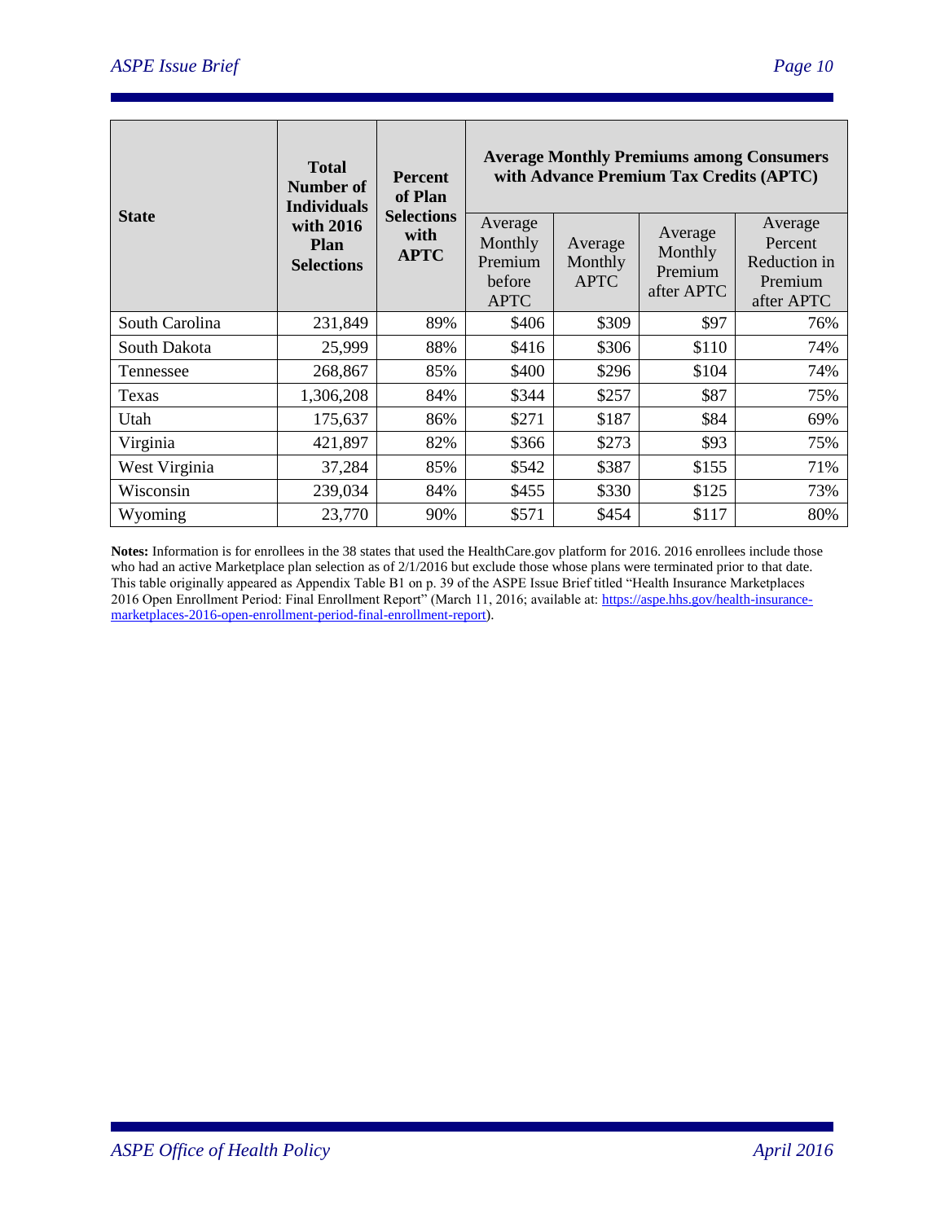| State | Total Number of Individuals with 2016 Plan Selections | Percent of Plan Selections with APTC | Average Monthly Premiums among Consumers with Advance Premium Tax Credits (APTC) | | | |
|---|---|---|---|---|---|---|
| | | | Average Monthly Premium before APTC | Average Monthly APTC | Average Monthly Premium after APTC | Average Percent Reduction in Premium after APTC |
| South Carolina | 231,849 | 89% | $406 | $309 | $97 | 76% |
| South Dakota | 25,999 | 88% | $416 | $306 | $110 | 74% |
| Tennessee | 268,867 | 85% | $400 | $296 | $104 | 74% |
| Texas | 1,306,208 | 84% | $344 | $257 | $87 | 75% |
| Utah | 175,637 | 86% | $271 | $187 | $84 | 69% |
| Virginia | 421,897 | 82% | $366 | $273 | $93 | 75% |
| West Virginia | 37,284 | 85% | $542 | $387 | $155 | 71% |
| Wisconsin | 239,034 | 84% | $455 | $330 | $125 | 73% |
| Wyoming | 23,770 | 90% | $571 | $454 | $117 | 80% |

**Notes:** Information is for enrollees in the 38 states that used the HealthCare.gov platform for 2016. 2016 enrollees include those who had an active Marketplace plan selection as of 2/1/2016 but exclude those whose plans were terminated prior to that date. This table originally appeared as Appendix Table B1 on p. 39 of the ASPE Issue Brief titled "Health Insurance Marketplaces 2016 Open Enrollment Period: Final Enrollment Report" (March 11, 2016; available at: [https://aspe.hhs.gov/health-insurance-marketplaces-2016-open-enrollment-period-final-enrollment-report](https://aspe.hhs.gov/health-insurance-marketplaces-2016-open-enrollment-period-final-enrollment-report)).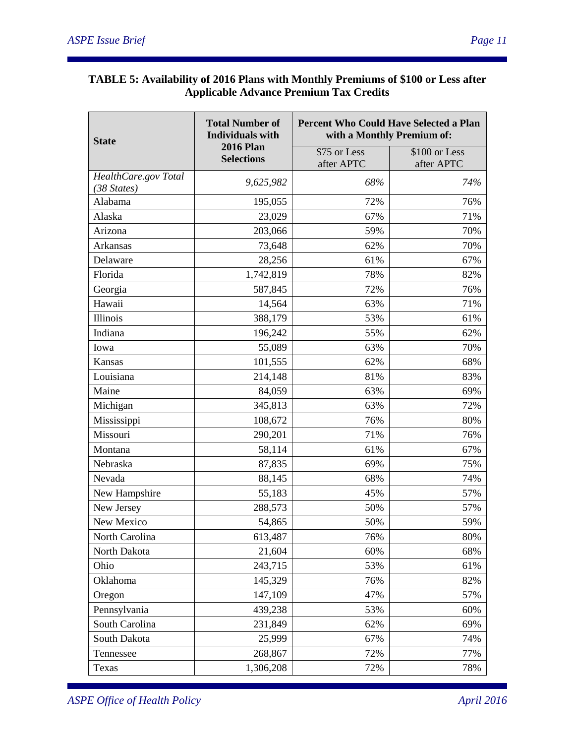**TABLE 5: Availability of 2016 Plans with Monthly Premiums of $100 or Less after Applicable Advance Premium Tax Credits**

| State | Total Number of Individuals with 2016 Plan Selections | Percent Who Could Have Selected a Plan with a Monthly Premium of: | |
|---|---|---|---|
| | | $75 or Less after APTC | $100 or Less after APTC |
| *HealthCare.gov Total (38 States)* | *9,625,982* | *68%* | *74%* |
| Alabama | 195,055 | 72% | 76% |
| Alaska | 23,029 | 67% | 71% |
| Arizona | 203,066 | 59% | 70% |
| Arkansas | 73,648 | 62% | 70% |
| Delaware | 28,256 | 61% | 67% |
| Florida | 1,742,819 | 78% | 82% |
| Georgia | 587,845 | 72% | 76% |
| Hawaii | 14,564 | 63% | 71% |
| Illinois | 388,179 | 53% | 61% |
| Indiana | 196,242 | 55% | 62% |
| Iowa | 55,089 | 63% | 70% |
| Kansas | 101,555 | 62% | 68% |
| Louisiana | 214,148 | 81% | 83% |
| Maine | 84,059 | 63% | 69% |
| Michigan | 345,813 | 63% | 72% |
| Mississippi | 108,672 | 76% | 80% |
| Missouri | 290,201 | 71% | 76% |
| Montana | 58,114 | 61% | 67% |
| Nebraska | 87,835 | 69% | 75% |
| Nevada | 88,145 | 68% | 74% |
| New Hampshire | 55,183 | 45% | 57% |
| New Jersey | 288,573 | 50% | 57% |
| New Mexico | 54,865 | 50% | 59% |
| North Carolina | 613,487 | 76% | 80% |
| North Dakota | 21,604 | 60% | 68% |
| Ohio | 243,715 | 53% | 61% |
| Oklahoma | 145,329 | 76% | 82% |
| Oregon | 147,109 | 47% | 57% |
| Pennsylvania | 439,238 | 53% | 60% |
| South Carolina | 231,849 | 62% | 69% |
| South Dakota | 25,999 | 67% | 74% |
| Tennessee | 268,867 | 72% | 77% |
| Texas | 1,306,208 | 72% | 78% |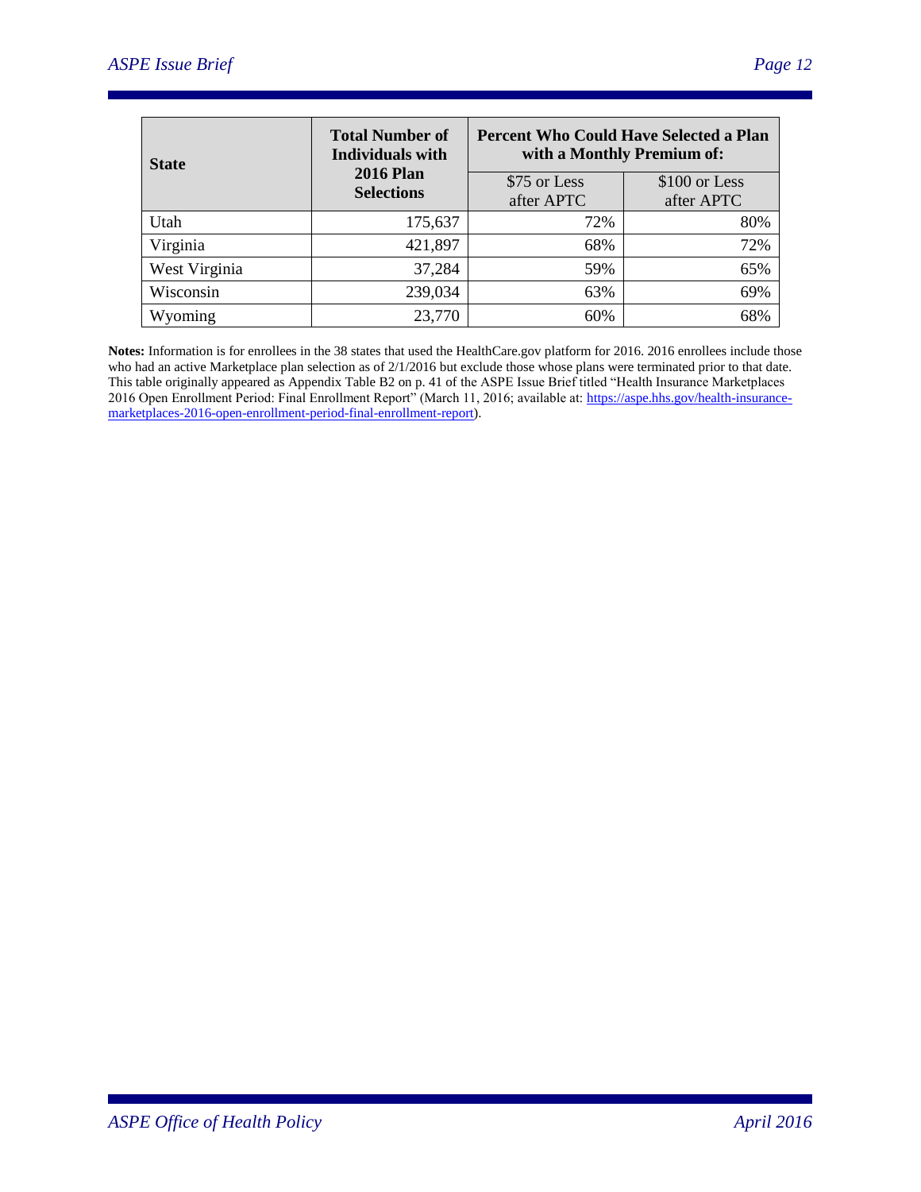| State | Total Number of Individuals with 2016 Plan Selections | Percent Who Could Have Selected a Plan with a Monthly Premium of: | |
|---|---|---|---|
| | | $75 or Less after APTC | $100 or Less after APTC |
| Utah | 175,637 | 72% | 80% |
| Virginia | 421,897 | 68% | 72% |
| West Virginia | 37,284 | 59% | 65% |
| Wisconsin | 239,034 | 63% | 69% |
| Wyoming | 23,770 | 60% | 68% |

**Notes:** Information is for enrollees in the 38 states that used the HealthCare.gov platform for 2016. 2016 enrollees include those who had an active Marketplace plan selection as of 2/1/2016 but exclude those whose plans were terminated prior to that date. This table originally appeared as Appendix Table B2 on p. 41 of the ASPE Issue Brief titled "Health Insurance Marketplaces 2016 Open Enrollment Period: Final Enrollment Report" (March 11, 2016; available at: [https://aspe.hhs.gov/health-insurance-marketplaces-2016-open-enrollment-period-final-enrollment-report](https://aspe.hhs.gov/health-insurance-marketplaces-2016-open-enrollment-period-final-enrollment-report)).